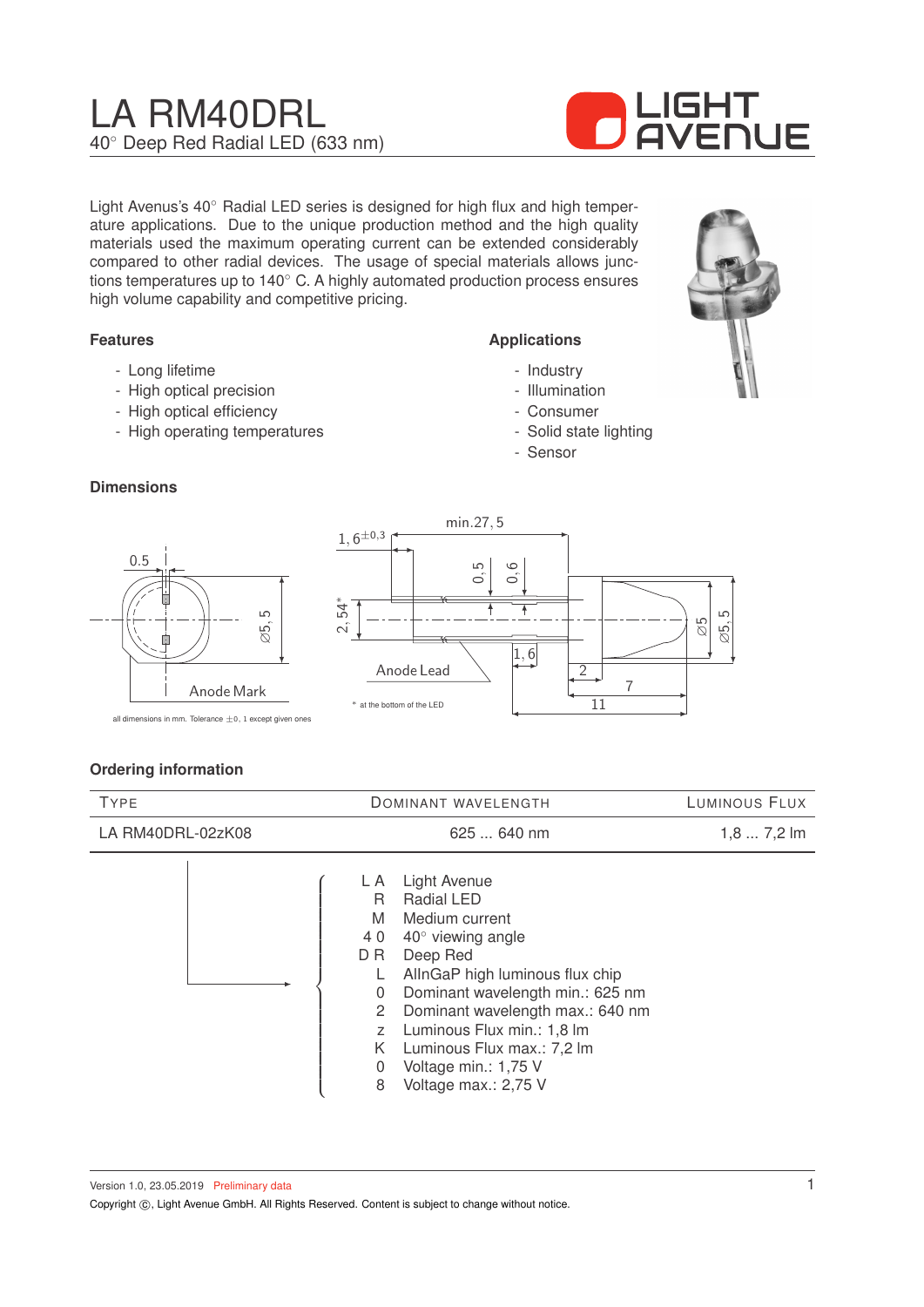# LA RM40DRL

40° Deep Red Radial LED (633 nm)

Light Avenus's 40° Radial LED series is designed for high flux and high temperature applications. Due to the unique production method and the high quality materials used the maximum operating current can be extended considerably compared to other radial devices. The usage of special materials allows junctions temperatures up to 140° C. A highly automated production process ensures high volume capability and competitive pricing.

### Features

- Long lifetime
- High optical precision
- High optical efficiency
- High operating temperatures

### Applications

- Industry
- Illumination
- Consumer
- Solid state lighting
- Sensor

### Dimensions

all dimensions in mm. Tolerance ±0,1 except given ones

\* at the bottom of the LED

### Ordering information

| TYPE | DOMINANT WAVELENGTH | LUMINOUS FLUX |
|---|---|---|
| LA RM40DRL-02zK08 | 625 ... 640 nm | 1,8 ... 7,2 lm |

- LA: Light Avenue
- R: Radial LED
- M: Medium current
- 40: 40° viewing angle
- DR: Deep Red
- L: AlInGaP high luminous flux chip
- 0: Dominant wavelength min.: 625 nm
- 2: Dominant wavelength max.: 640 nm
- z: Luminous Flux min.: 1,8 lm
- K: Luminous Flux max.: 7,2 lm
- 0: Voltage min.: 1,75 V
- 8: Voltage max.: 2,75 V

Version 1.0, 23.05.2019 Preliminary data

Copyright ©, Light Avenue GmbH. All Rights Reserved. Content is subject to change without notice.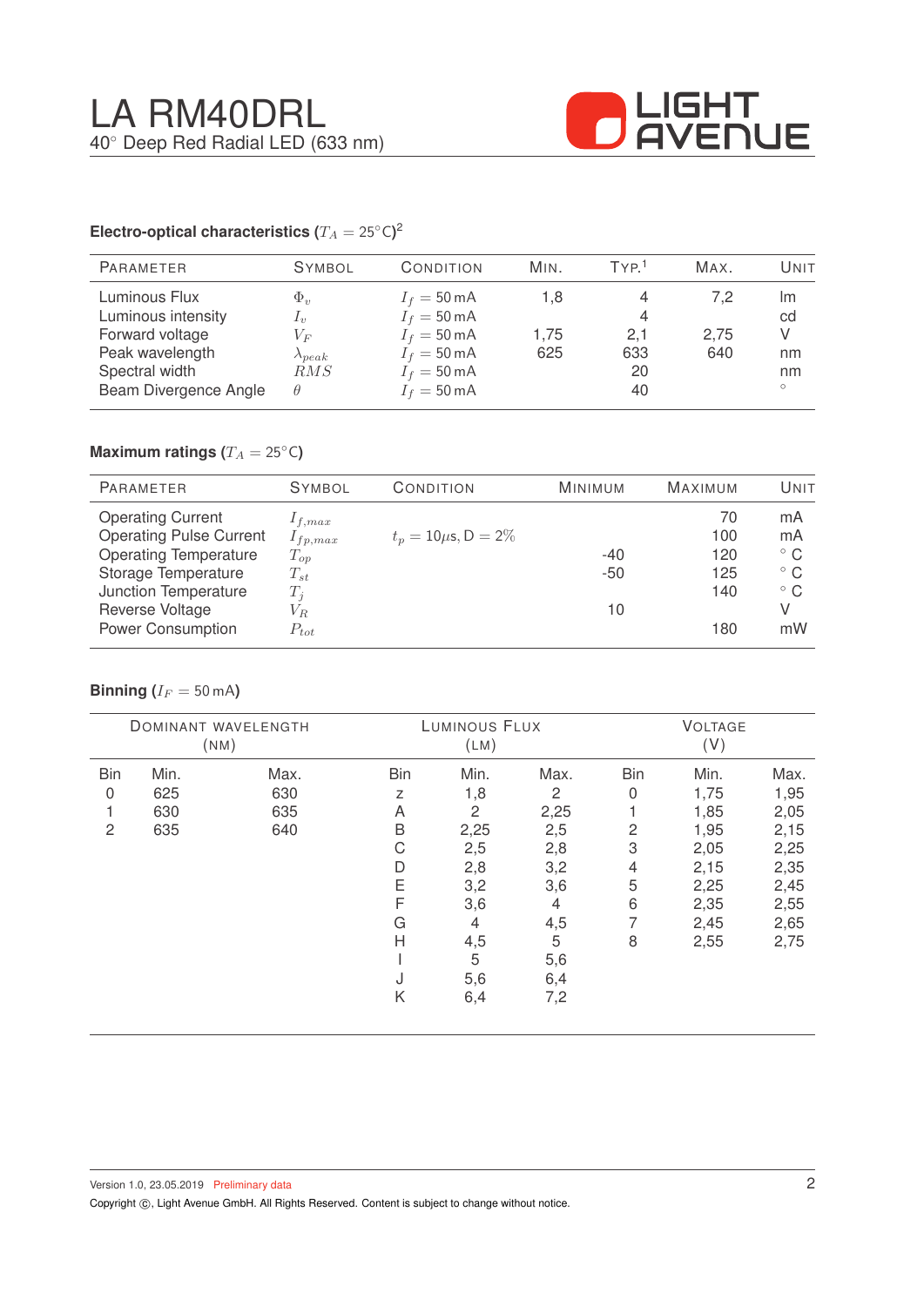# LA RM40DRL

40° Deep Red Radial LED (633 nm)

### Electro-optical characteristics ($T_A = 25°C$)[2]

| Parameter | Symbol | Condition | Min. | Typ.[1] | Max. | Unit |
|---|---|---|---|---|---|---|
| Luminous Flux | $\Phi_v$ | $I_f = 50\,\text{mA}$ | 1,8 | 4 | 7,2 | lm |
| Luminous intensity | $I_v$ | $I_f = 50\,\text{mA}$ | | 4 | | cd |
| Forward voltage | $V_F$ | $I_f = 50\,\text{mA}$ | 1,75 | 2,1 | 2,75 | V |
| Peak wavelength | $\lambda_{peak}$ | $I_f = 50\,\text{mA}$ | 625 | 633 | 640 | nm |
| Spectral width | $RMS$ | $I_f = 50\,\text{mA}$ | | 20 | | nm |
| Beam Divergence Angle | $\theta$ | $I_f = 50\,\text{mA}$ | | 40 | | ° |

### Maximum ratings ($T_A = 25°C$)

| Parameter | Symbol | Condition | Minimum | Maximum | Unit |
|---|---|---|---|---|---|
| Operating Current | $I_{f,max}$ | | | 70 | mA |
| Operating Pulse Current | $I_{fp,max}$ | $t_p = 10\mu s$, D = 2% | | 100 | mA |
| Operating Temperature | $T_{op}$ | | -40 | 120 | ° C |
| Storage Temperature | $T_{st}$ | | -50 | 125 | ° C |
| Junction Temperature | $T_j$ | | | 140 | ° C |
| Reverse Voltage | $V_R$ | | 10 | | V |
| Power Consumption | $P_{tot}$ | | | 180 | mW |

### Binning ($I_F = 50\,\text{mA}$)

| Dominant wavelength (nm) | | | Luminous Flux (lm) | | | Voltage (V) | | |
|---|---|---|---|---|---|---|---|---|
| Bin | Min. | Max. | Bin | Min. | Max. | Bin | Min. | Max. |
| 0 | 625 | 630 | z | 1,8 | 2 | 0 | 1,75 | 1,95 |
| 1 | 630 | 635 | A | 2 | 2,25 | 1 | 1,85 | 2,05 |
| 2 | 635 | 640 | B | 2,25 | 2,5 | 2 | 1,95 | 2,15 |
| | | | C | 2,5 | 2,8 | 3 | 2,05 | 2,25 |
| | | | D | 2,8 | 3,2 | 4 | 2,15 | 2,35 |
| | | | E | 3,2 | 3,6 | 5 | 2,25 | 2,45 |
| | | | F | 3,6 | 4 | 6 | 2,35 | 2,55 |
| | | | G | 4 | 4,5 | 7 | 2,45 | 2,65 |
| | | | H | 4,5 | 5 | 8 | 2,55 | 2,75 |
| | | | I | 5 | 5,6 | | | |
| | | | J | 5,6 | 6,4 | | | |
| | | | K | 6,4 | 7,2 | | | |

Version 1.0, 23.05.2019 Preliminary data

Copyright ©, Light Avenue GmbH. All Rights Reserved. Content is subject to change without notice.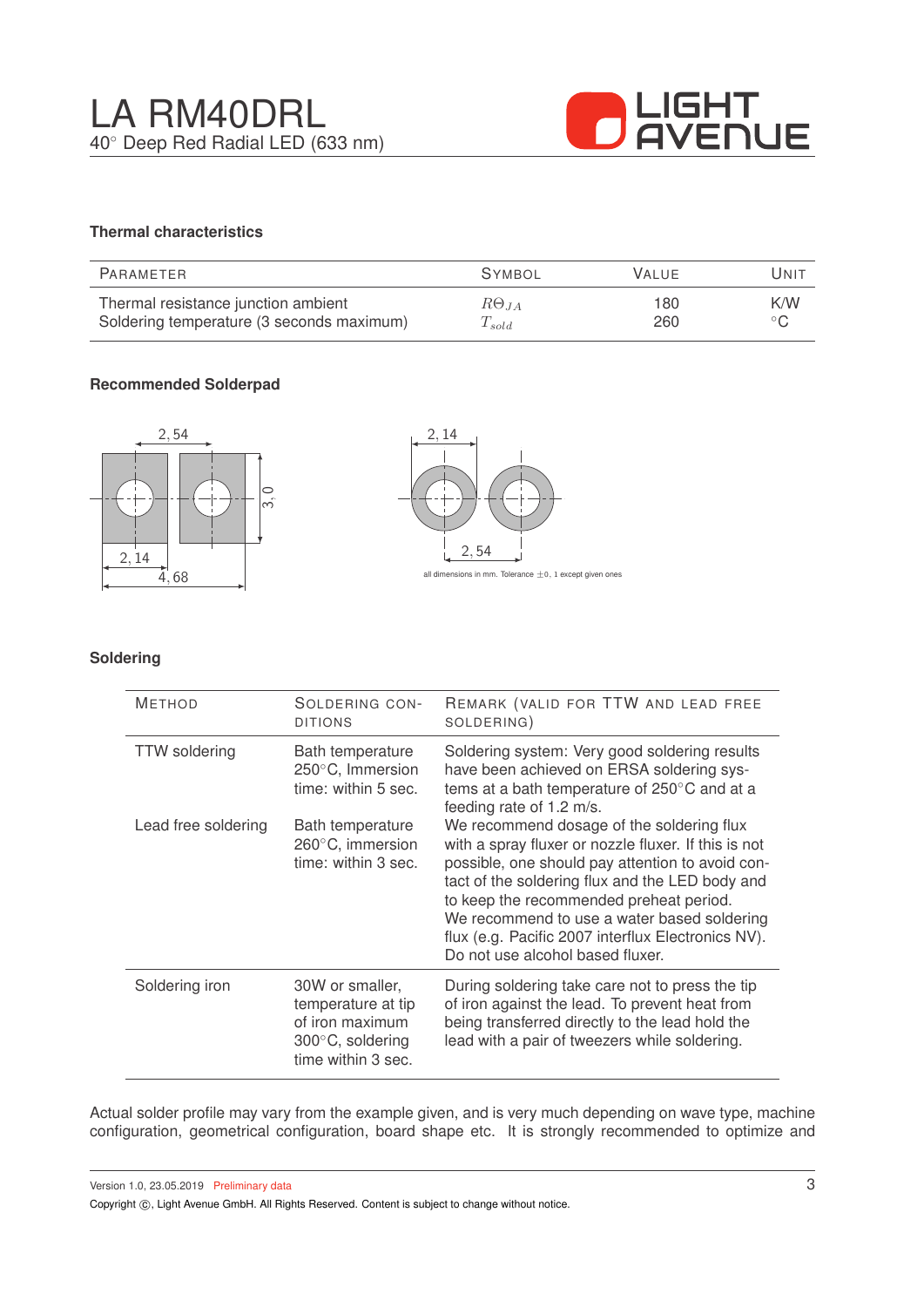# LA RM40DRL

40° Deep Red Radial LED (633 nm)

### Thermal characteristics

| PARAMETER | SYMBOL | VALUE | UNIT |
|---|---|---|---|
| Thermal resistance junction ambient | $R\Theta_{JA}$ | 180 | K/W |
| Soldering temperature (3 seconds maximum) | $T_{sold}$ | 260 | °C |

### Recommended Solderpad

2, 54

3, 0

2, 14

4, 68

2, 14

2, 54

all dimensions in mm. Tolerance ±0, 1 except given ones

### Soldering

| METHOD | SOLDERING CONDITIONS | REMARK (VALID FOR TTW AND LEAD FREE SOLDERING) |
|---|---|---|
| TTW soldering | Bath temperature 250°C, Immersion time: within 5 sec. | Soldering system: Very good soldering results have been achieved on ERSA soldering systems at a bath temperature of 250°C and at a feeding rate of 1.2 m/s. |
| Lead free soldering | Bath temperature 260°C, immersion time: within 3 sec. | We recommend dosage of the soldering flux with a spray fluxer or nozzle fluxer. If this is not possible, one should pay attention to avoid contact of the soldering flux and the LED body and to keep the recommended preheat period. We recommend to use a water based soldering flux (e.g. Pacific 2007 interflux Electronics NV). Do not use alcohol based fluxer. |
| Soldering iron | 30W or smaller, temperature at tip of iron maximum 300°C, soldering time within 3 sec. | During soldering take care not to press the tip of iron against the lead. To prevent heat from being transferred directly to the lead hold the lead with a pair of tweezers while soldering. |

Actual solder profile may vary from the example given, and is very much depending on wave type, machine configuration, geometrical configuration, board shape etc. It is strongly recommended to optimize and

Version 1.0, 23.05.2019 Preliminary data

Copyright ©, Light Avenue GmbH. All Rights Reserved. Content is subject to change without notice.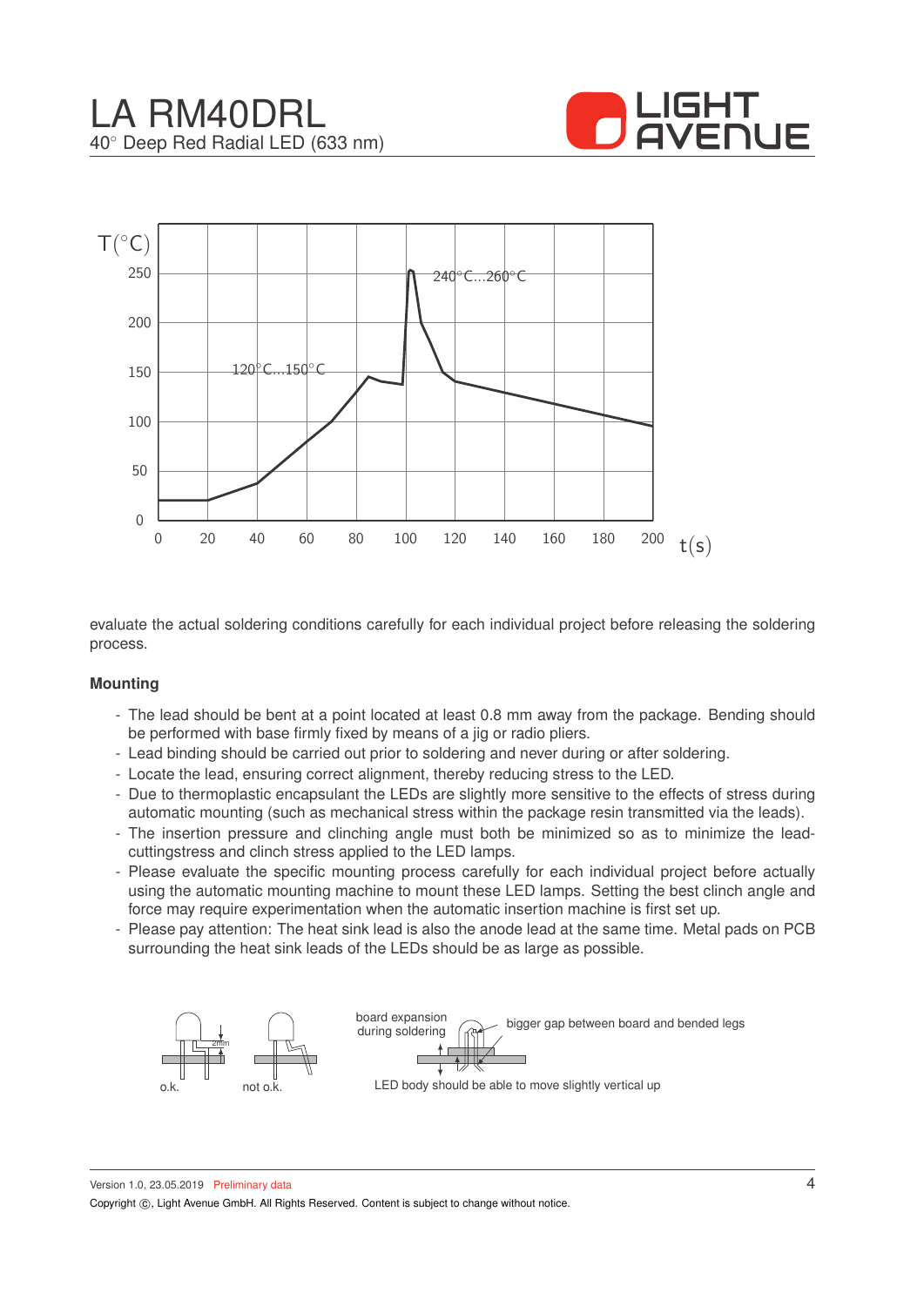evaluate the actual soldering conditions carefully for each individual project before releasing the soldering process.

**Mounting**

- The lead should be bent at a point located at least 0.8 mm away from the package. Bending should be performed with base firmly fixed by means of a jig or radio pliers.
- Lead binding should be carried out prior to soldering and never during or after soldering.
- Locate the lead, ensuring correct alignment, thereby reducing stress to the LED.
- Due to thermoplastic encapsulant the LEDs are slightly more sensitive to the effects of stress during automatic mounting (such as mechanical stress within the package resin transmitted via the leads).
- The insertion pressure and clinching angle must both be minimized so as to minimize the lead-cuttingstress and clinch stress applied to the LED lamps.
- Please evaluate the specific mounting process carefully for each individual project before actually using the automatic mounting machine to mount these LED lamps. Setting the best clinch angle and force may require experimentation when the automatic insertion machine is first set up.
- Please pay attention: The heat sink lead is also the anode lead at the same time. Metal pads on PCB surrounding the heat sink leads of the LEDs should be as large as possible.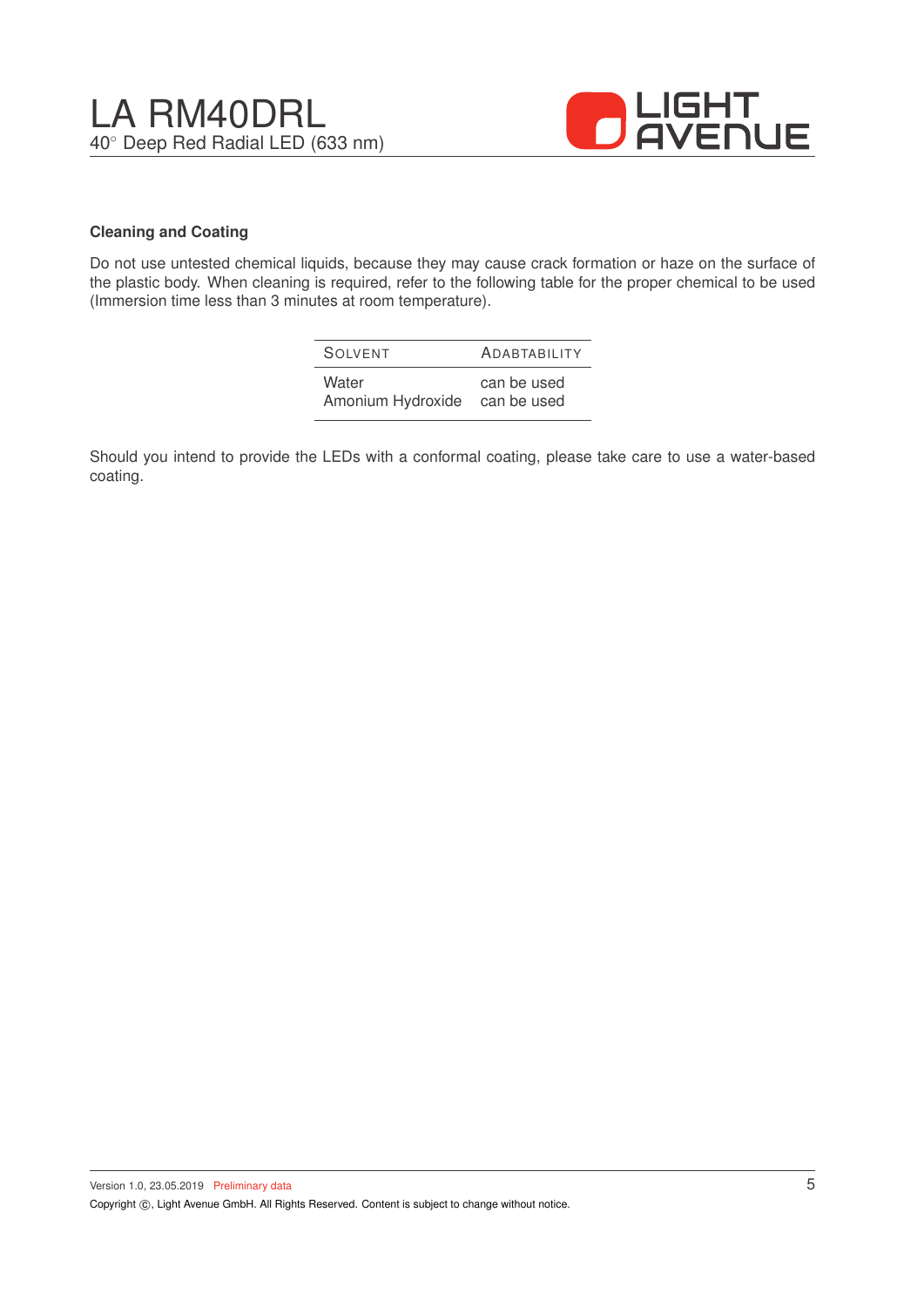## Cleaning and Coating

Do not use untested chemical liquids, because they may cause crack formation or haze on the surface of the plastic body. When cleaning is required, refer to the following table for the proper chemical to be used (Immersion time less than 3 minutes at room temperature).

| SOLVENT | ADABTABILITY |
|---|---|
| Water | can be used |
| Amonium Hydroxide | can be used |

Should you intend to provide the LEDs with a conformal coating, please take care to use a water-based coating.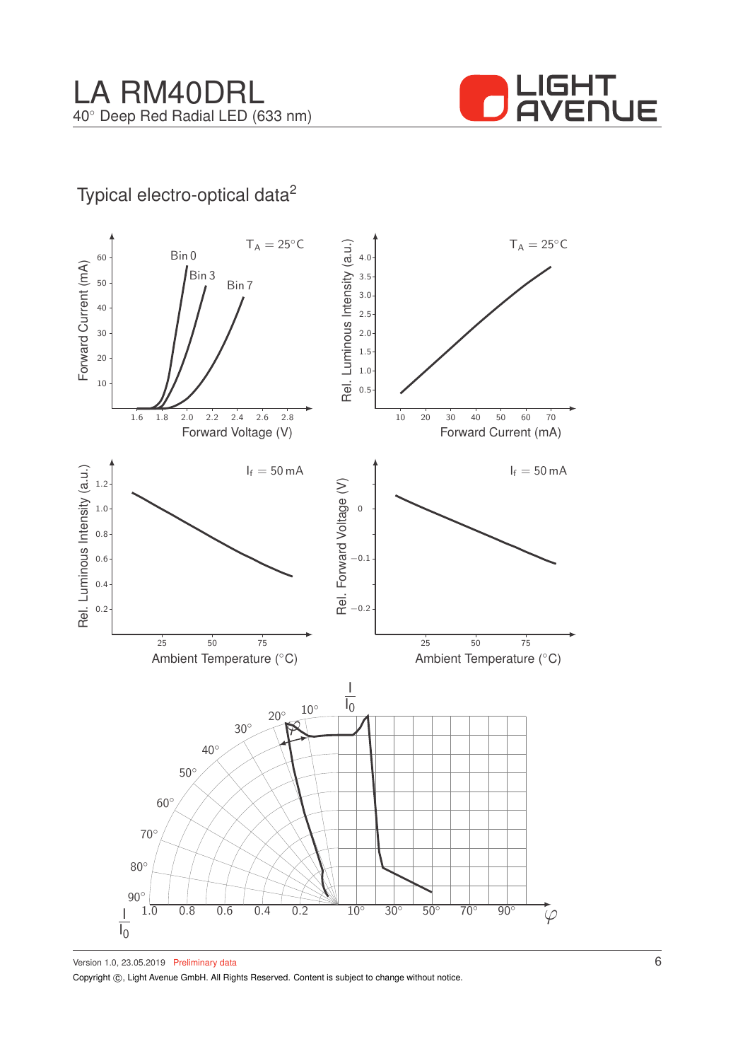## Typical electro-optical data[2]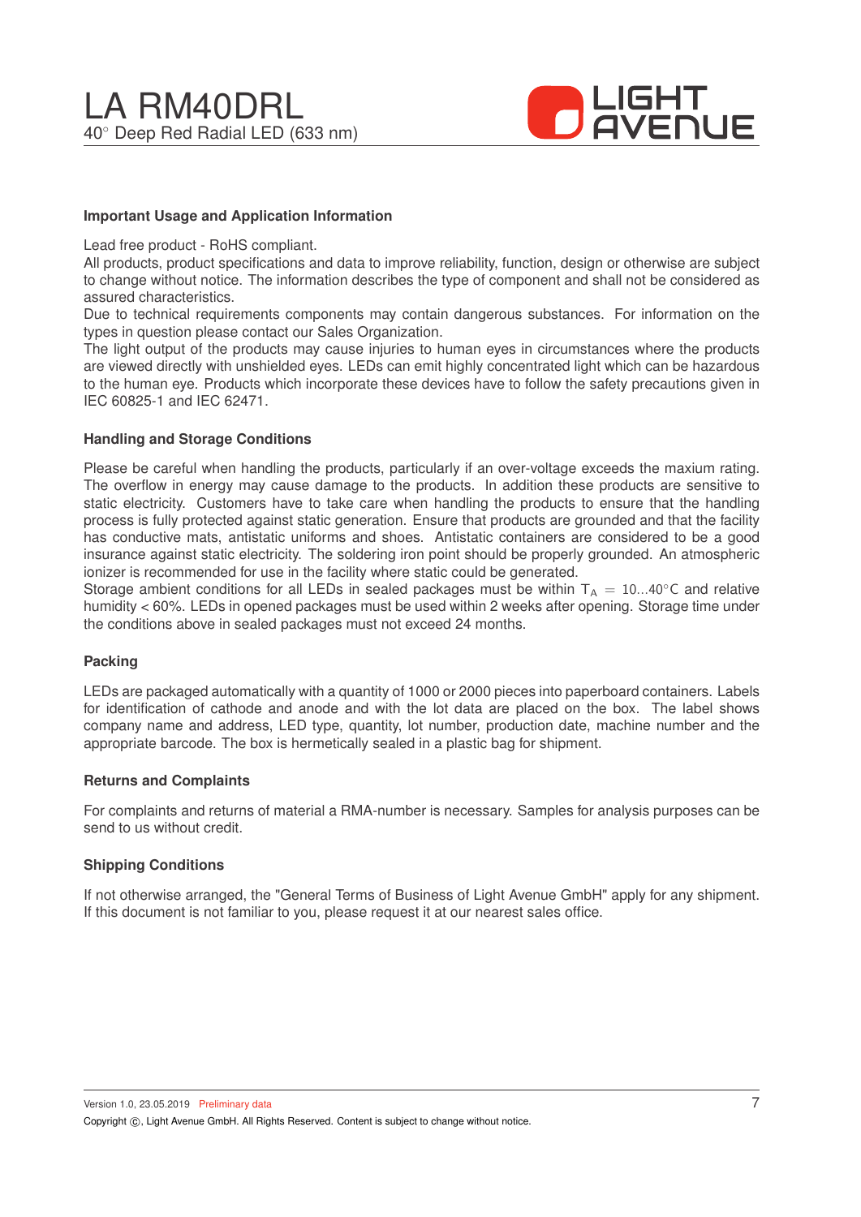### Important Usage and Application Information

Lead free product - RoHS compliant.
All products, product specifications and data to improve reliability, function, design or otherwise are subject to change without notice. The information describes the type of component and shall not be considered as assured characteristics.
Due to technical requirements components may contain dangerous substances. For information on the types in question please contact our Sales Organization.
The light output of the products may cause injuries to human eyes in circumstances where the products are viewed directly with unshielded eyes. LEDs can emit highly concentrated light which can be hazardous to the human eye. Products which incorporate these devices have to follow the safety precautions given in IEC 60825-1 and IEC 62471.

### Handling and Storage Conditions

Please be careful when handling the products, particularly if an over-voltage exceeds the maxium rating. The overflow in energy may cause damage to the products. In addition these products are sensitive to static electricity. Customers have to take care when handling the products to ensure that the handling process is fully protected against static generation. Ensure that products are grounded and that the facility has conductive mats, antistatic uniforms and shoes. Antistatic containers are considered to be a good insurance against static electricity. The soldering iron point should be properly grounded. An atmospheric ionizer is recommended for use in the facility where static could be generated.
Storage ambient conditions for all LEDs in sealed packages must be within $T_A = 10...40°C$ and relative humidity < 60%. LEDs in opened packages must be used within 2 weeks after opening. Storage time under the conditions above in sealed packages must not exceed 24 months.

### Packing

LEDs are packaged automatically with a quantity of 1000 or 2000 pieces into paperboard containers. Labels for identification of cathode and anode and with the lot data are placed on the box. The label shows company name and address, LED type, quantity, lot number, production date, machine number and the appropriate barcode. The box is hermetically sealed in a plastic bag for shipment.

### Returns and Complaints

For complaints and returns of material a RMA-number is necessary. Samples for analysis purposes can be send to us without credit.

### Shipping Conditions

If not otherwise arranged, the "General Terms of Business of Light Avenue GmbH" apply for any shipment. If this document is not familiar to you, please request it at our nearest sales office.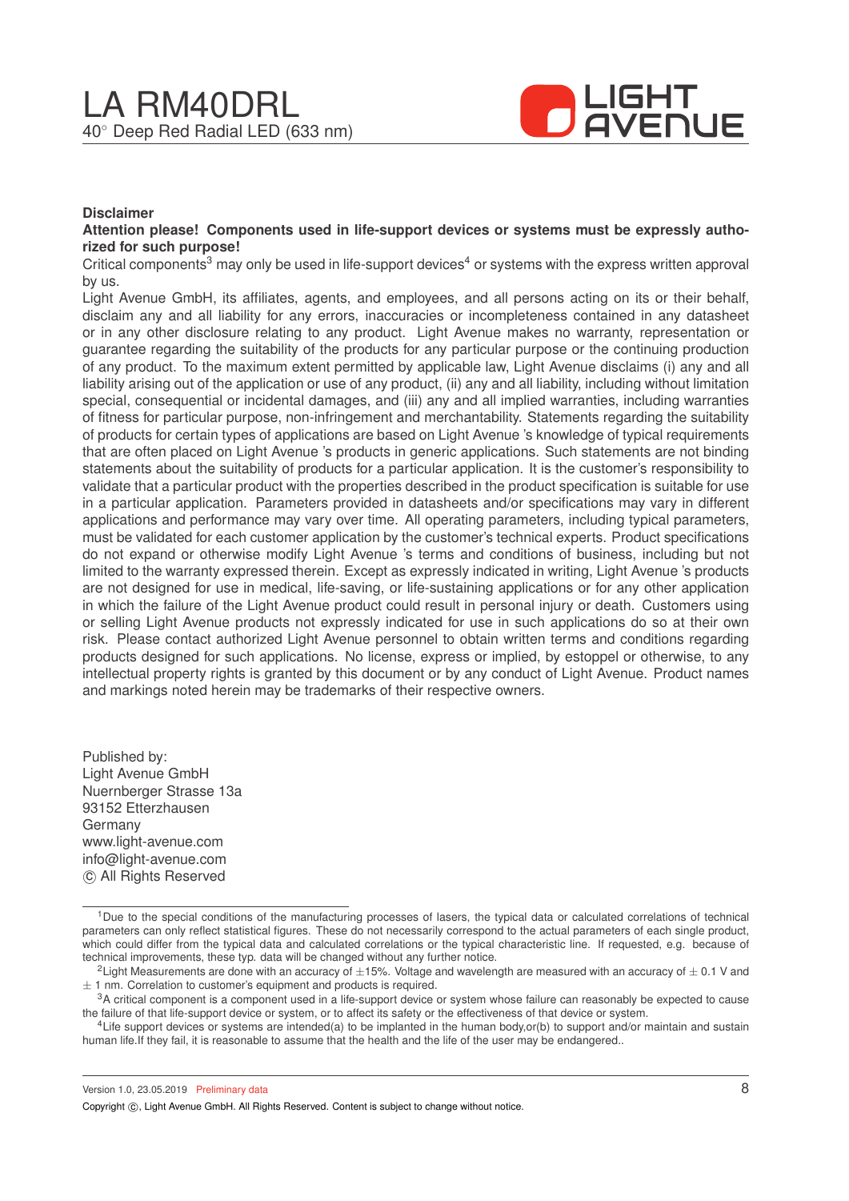**Disclaimer**

**Attention please! Components used in life-support devices or systems must be expressly authorized for such purpose!**

Critical components[3] may only be used in life-support devices[4] or systems with the express written approval by us.

Light Avenue GmbH, its affiliates, agents, and employees, and all persons acting on its or their behalf, disclaim any and all liability for any errors, inaccuracies or incompleteness contained in any datasheet or in any other disclosure relating to any product. Light Avenue makes no warranty, representation or guarantee regarding the suitability of the products for any particular purpose or the continuing production of any product. To the maximum extent permitted by applicable law, Light Avenue disclaims (i) any and all liability arising out of the application or use of any product, (ii) any and all liability, including without limitation special, consequential or incidental damages, and (iii) any and all implied warranties, including warranties of fitness for particular purpose, non-infringement and merchantability. Statements regarding the suitability of products for certain types of applications are based on Light Avenue 's knowledge of typical requirements that are often placed on Light Avenue 's products in generic applications. Such statements are not binding statements about the suitability of products for a particular application. It is the customer's responsibility to validate that a particular product with the properties described in the product specification is suitable for use in a particular application. Parameters provided in datasheets and/or specifications may vary in different applications and performance may vary over time. All operating parameters, including typical parameters, must be validated for each customer application by the customer's technical experts. Product specifications do not expand or otherwise modify Light Avenue 's terms and conditions of business, including but not limited to the warranty expressed therein. Except as expressly indicated in writing, Light Avenue 's products are not designed for use in medical, life-saving, or life-sustaining applications or for any other application in which the failure of the Light Avenue product could result in personal injury or death. Customers using or selling Light Avenue products not expressly indicated for use in such applications do so at their own risk. Please contact authorized Light Avenue personnel to obtain written terms and conditions regarding products designed for such applications. No license, express or implied, by estoppel or otherwise, to any intellectual property rights is granted by this document or by any conduct of Light Avenue. Product names and markings noted herein may be trademarks of their respective owners.

Published by:
Light Avenue GmbH
Nuernberger Strasse 13a
93152 Etterzhausen
Germany
www.light-avenue.com
info@light-avenue.com
© All Rights Reserved

---

[1] Due to the special conditions of the manufacturing processes of lasers, the typical data or calculated correlations of technical parameters can only reflect statistical figures. These do not necessarily correspond to the actual parameters of each single product, which could differ from the typical data and calculated correlations or the typical characteristic line. If requested, e.g. because of technical improvements, these typ. data will be changed without any further notice.

[2] Light Measurements are done with an accuracy of $\pm$15%. Voltage and wavelength are measured with an accuracy of $\pm$ 0.1 V and $\pm$ 1 nm. Correlation to customer's equipment and products is required.

[3] A critical component is a component used in a life-support device or system whose failure can reasonably be expected to cause the failure of that life-support device or system, or to affect its safety or the effectiveness of that device or system.

[4] Life support devices or systems are intended(a) to be implanted in the human body,or(b) to support and/or maintain and sustain human life.If they fail, it is reasonable to assume that the health and the life of the user may be endangered..